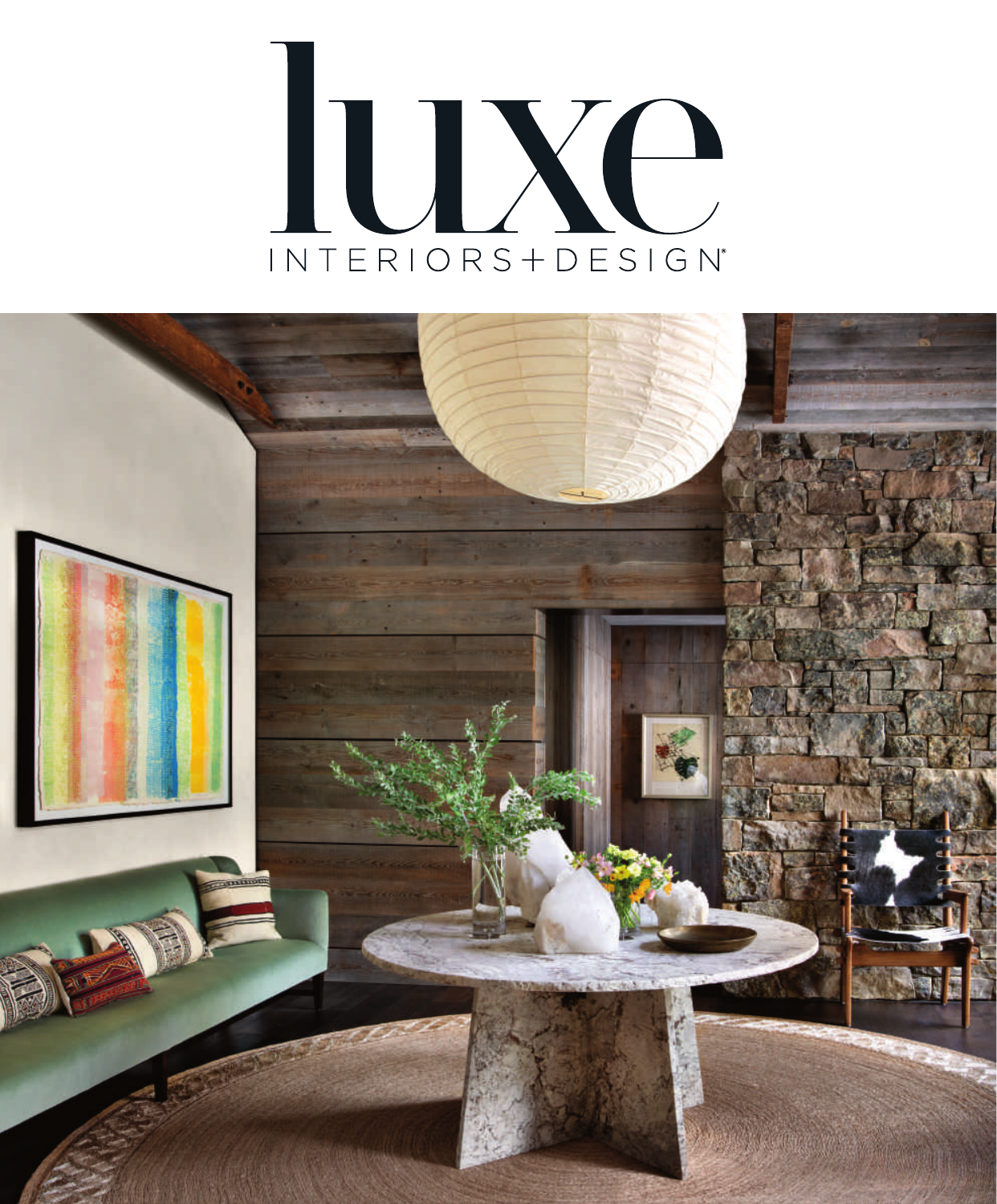# luxe

INTERIORS+DESIGN®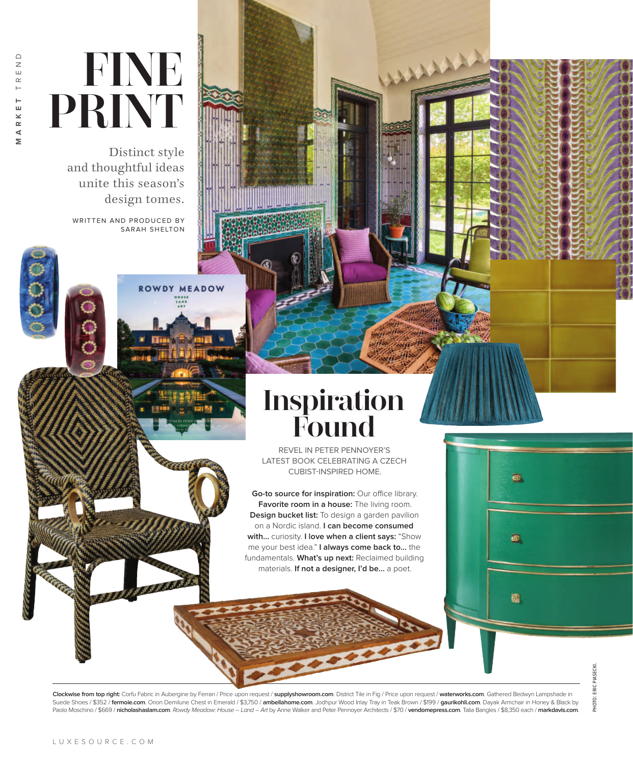# FINE PRINT

Distinct style and thoughtful ideas unite this season's design tomes.

WRITTEN AND PRODUCED BY SARAH SHELTON

## Inspiration Found

REVEL IN PETER PENNOYER'S LATEST BOOK CELEBRATING A CZECH CUBIST-INSPIRED HOME.

**Go-to source for inspiration:** Our office library. **Favorite room in a house:** The living room. **Design bucket list:** To design a garden pavilion on a Nordic island. **I can become consumed with...** curiosity. **I love when a client says:** "Show me your best idea." **I always come back to...** the fundamentals. **What's up next:** Reclaimed building materials. **If not a designer, I'd be...** a poet.

**Clockwise from top right:** Corfu Fabric in Aubergine by Ferran / Price upon request / **supplyshowroom.com**. District Tile in Fig / Price upon request / **waterworks.com**. Gathered Bedwyn Lampshade in Suede Shoes / $352 / **fermoie.com**. Orion Demilune Chest in Emerald / $3,750 / **ambellahome.com**. Jodhpur Wood Inlay Tray in Teak Brown / $199 / **gaurikohli.com**. Dayak Armchair in Honey & Black by Paolo Moschino / $669 / **nicholashaslam.com**. *Rowdy Meadow: House – Land – Art* by Anne Walker and Peter Pennoyer Architects / $70 / **vendomepress.com**. Talia Bangles / $8,350 each / **markdavis.com**.

PHOTO: ERIC PIASECKI.